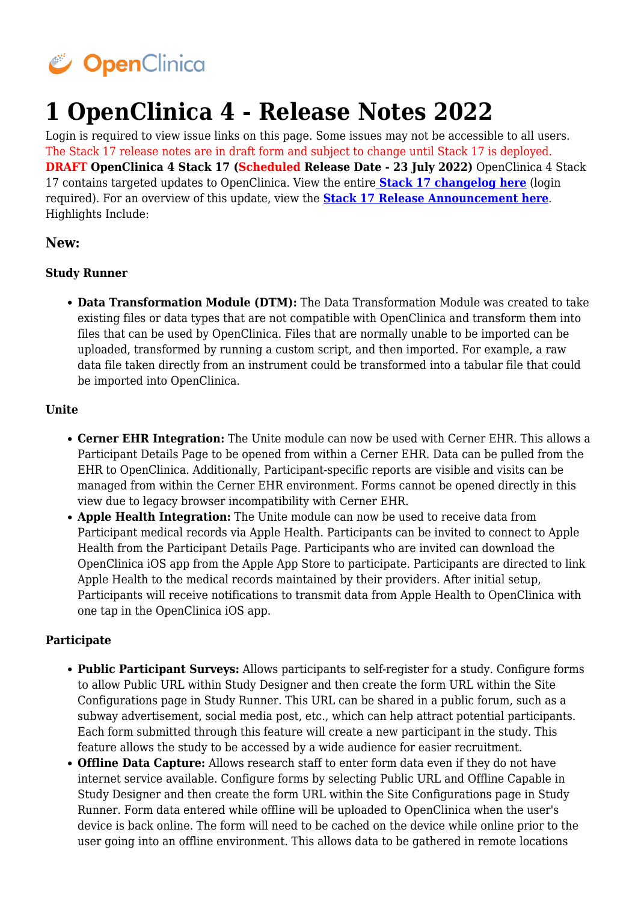# 1 OpenClinica 4 - Release Notes 2022

Login is required to view issue links on this page. Some issues may not be accessible to all users.
The Stack 17 release notes are in draft form and subject to change until Stack 17 is deployed.
**DRAFT OpenClinica 4 Stack 17 (Scheduled Release Date - 23 July 2022)** OpenClinica 4 Stack 17 contains targeted updates to OpenClinica. View the entire **Stack 17 changelog here** (login required). For an overview of this update, view the **Stack 17 Release Announcement here**.
Highlights Include:

### New:

#### Study Runner

- **Data Transformation Module (DTM):** The Data Transformation Module was created to take existing files or data types that are not compatible with OpenClinica and transform them into files that can be used by OpenClinica. Files that are normally unable to be imported can be uploaded, transformed by running a custom script, and then imported. For example, a raw data file taken directly from an instrument could be transformed into a tabular file that could be imported into OpenClinica.

#### Unite

- **Cerner EHR Integration:** The Unite module can now be used with Cerner EHR. This allows a Participant Details Page to be opened from within a Cerner EHR. Data can be pulled from the EHR to OpenClinica. Additionally, Participant-specific reports are visible and visits can be managed from within the Cerner EHR environment. Forms cannot be opened directly in this view due to legacy browser incompatibility with Cerner EHR.
- **Apple Health Integration:** The Unite module can now be used to receive data from Participant medical records via Apple Health. Participants can be invited to connect to Apple Health from the Participant Details Page. Participants who are invited can download the OpenClinica iOS app from the Apple App Store to participate. Participants are directed to link Apple Health to the medical records maintained by their providers. After initial setup, Participants will receive notifications to transmit data from Apple Health to OpenClinica with one tap in the OpenClinica iOS app.

#### Participate

- **Public Participant Surveys:** Allows participants to self-register for a study. Configure forms to allow Public URL within Study Designer and then create the form URL within the Site Configurations page in Study Runner. This URL can be shared in a public forum, such as a subway advertisement, social media post, etc., which can help attract potential participants. Each form submitted through this feature will create a new participant in the study. This feature allows the study to be accessed by a wide audience for easier recruitment.
- **Offline Data Capture:** Allows research staff to enter form data even if they do not have internet service available. Configure forms by selecting Public URL and Offline Capable in Study Designer and then create the form URL within the Site Configurations page in Study Runner. Form data entered while offline will be uploaded to OpenClinica when the user's device is back online. The form will need to be cached on the device while online prior to the user going into an offline environment. This allows data to be gathered in remote locations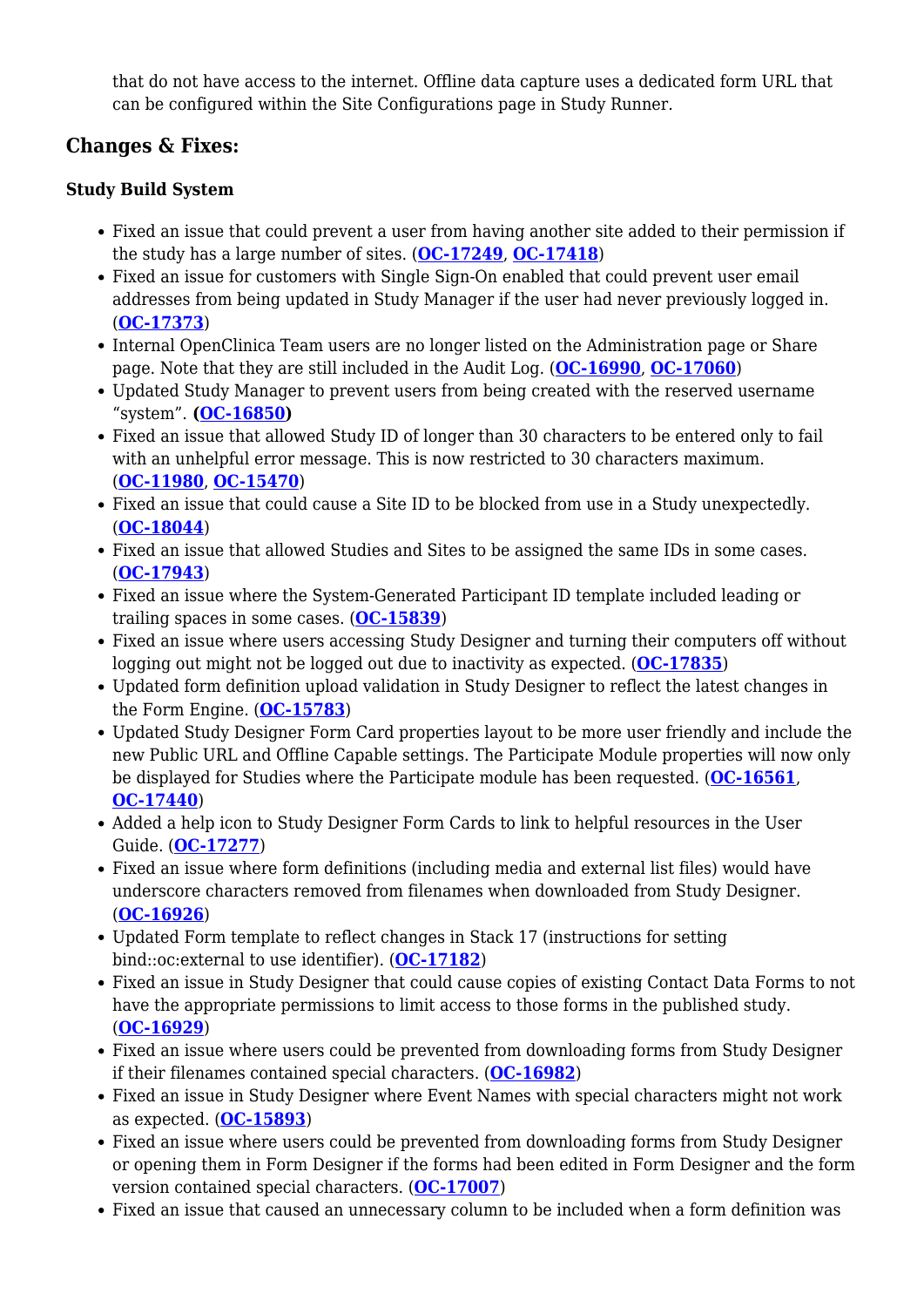that do not have access to the internet. Offline data capture uses a dedicated form URL that can be configured within the Site Configurations page in Study Runner.

## Changes & Fixes:

### Study Build System

- Fixed an issue that could prevent a user from having another site added to their permission if the study has a large number of sites. (**OC-17249**, **OC-17418**)
- Fixed an issue for customers with Single Sign-On enabled that could prevent user email addresses from being updated in Study Manager if the user had never previously logged in. (**OC-17373**)
- Internal OpenClinica Team users are no longer listed on the Administration page or Share page. Note that they are still included in the Audit Log. (**OC-16990**, **OC-17060**)
- Updated Study Manager to prevent users from being created with the reserved username "system". **(OC-16850)**
- Fixed an issue that allowed Study ID of longer than 30 characters to be entered only to fail with an unhelpful error message. This is now restricted to 30 characters maximum. (**OC-11980**, **OC-15470**)
- Fixed an issue that could cause a Site ID to be blocked from use in a Study unexpectedly. (**OC-18044**)
- Fixed an issue that allowed Studies and Sites to be assigned the same IDs in some cases. (**OC-17943**)
- Fixed an issue where the System-Generated Participant ID template included leading or trailing spaces in some cases. (**OC-15839**)
- Fixed an issue where users accessing Study Designer and turning their computers off without logging out might not be logged out due to inactivity as expected. (**OC-17835**)
- Updated form definition upload validation in Study Designer to reflect the latest changes in the Form Engine. (**OC-15783**)
- Updated Study Designer Form Card properties layout to be more user friendly and include the new Public URL and Offline Capable settings. The Participate Module properties will now only be displayed for Studies where the Participate module has been requested. (**OC-16561**, **OC-17440**)
- Added a help icon to Study Designer Form Cards to link to helpful resources in the User Guide. (**OC-17277**)
- Fixed an issue where form definitions (including media and external list files) would have underscore characters removed from filenames when downloaded from Study Designer. (**OC-16926**)
- Updated Form template to reflect changes in Stack 17 (instructions for setting bind::oc:external to use identifier). (**OC-17182**)
- Fixed an issue in Study Designer that could cause copies of existing Contact Data Forms to not have the appropriate permissions to limit access to those forms in the published study. (**OC-16929**)
- Fixed an issue where users could be prevented from downloading forms from Study Designer if their filenames contained special characters. (**OC-16982**)
- Fixed an issue in Study Designer where Event Names with special characters might not work as expected. (**OC-15893**)
- Fixed an issue where users could be prevented from downloading forms from Study Designer or opening them in Form Designer if the forms had been edited in Form Designer and the form version contained special characters. (**OC-17007**)
- Fixed an issue that caused an unnecessary column to be included when a form definition was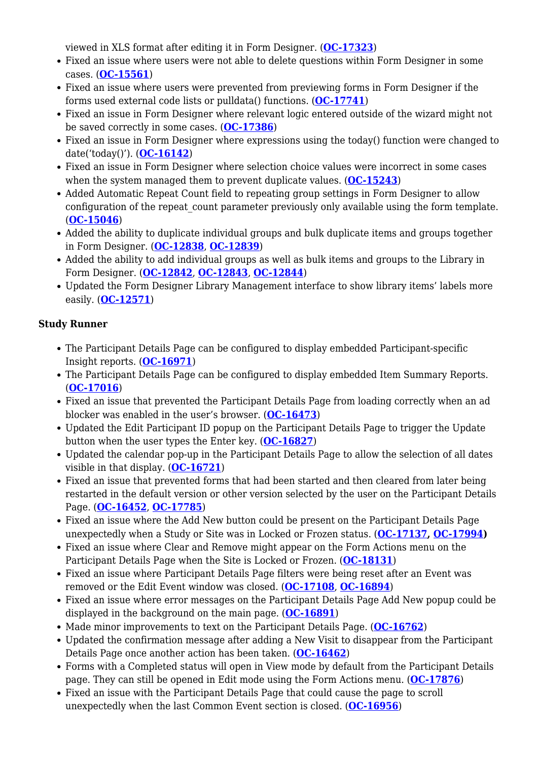viewed in XLS format after editing it in Form Designer. (**OC-17323**)

- Fixed an issue where users were not able to delete questions within Form Designer in some cases. (**OC-15561**)
- Fixed an issue where users were prevented from previewing forms in Form Designer if the forms used external code lists or pulldata() functions. (**OC-17741**)
- Fixed an issue in Form Designer where relevant logic entered outside of the wizard might not be saved correctly in some cases. (**OC-17386**)
- Fixed an issue in Form Designer where expressions using the today() function were changed to date('today()'). (**OC-16142**)
- Fixed an issue in Form Designer where selection choice values were incorrect in some cases when the system managed them to prevent duplicate values. (**OC-15243**)
- Added Automatic Repeat Count field to repeating group settings in Form Designer to allow configuration of the repeat_count parameter previously only available using the form template. (**OC-15046**)
- Added the ability to duplicate individual groups and bulk duplicate items and groups together in Form Designer. (**OC-12838**, **OC-12839**)
- Added the ability to add individual groups as well as bulk items and groups to the Library in Form Designer. (**OC-12842**, **OC-12843**, **OC-12844**)
- Updated the Form Designer Library Management interface to show library items' labels more easily. (**OC-12571**)

**Study Runner**

- The Participant Details Page can be configured to display embedded Participant-specific Insight reports. (**OC-16971**)
- The Participant Details Page can be configured to display embedded Item Summary Reports. (**OC-17016**)
- Fixed an issue that prevented the Participant Details Page from loading correctly when an ad blocker was enabled in the user's browser. (**OC-16473**)
- Updated the Edit Participant ID popup on the Participant Details Page to trigger the Update button when the user types the Enter key. (**OC-16827**)
- Updated the calendar pop-up in the Participant Details Page to allow the selection of all dates visible in that display. (**OC-16721**)
- Fixed an issue that prevented forms that had been started and then cleared from later being restarted in the default version or other version selected by the user on the Participant Details Page. (**OC-16452**, **OC-17785**)
- Fixed an issue where the Add New button could be present on the Participant Details Page unexpectedly when a Study or Site was in Locked or Frozen status. (**OC-17137, OC-17994)**
- Fixed an issue where Clear and Remove might appear on the Form Actions menu on the Participant Details Page when the Site is Locked or Frozen. (**OC-18131**)
- Fixed an issue where Participant Details Page filters were being reset after an Event was removed or the Edit Event window was closed. (**OC-17108**, **OC-16894**)
- Fixed an issue where error messages on the Participant Details Page Add New popup could be displayed in the background on the main page. (**OC-16891**)
- Made minor improvements to text on the Participant Details Page. (**OC-16762**)
- Updated the confirmation message after adding a New Visit to disappear from the Participant Details Page once another action has been taken. (**OC-16462**)
- Forms with a Completed status will open in View mode by default from the Participant Details page. They can still be opened in Edit mode using the Form Actions menu. (**OC-17876**)
- Fixed an issue with the Participant Details Page that could cause the page to scroll unexpectedly when the last Common Event section is closed. (**OC-16956**)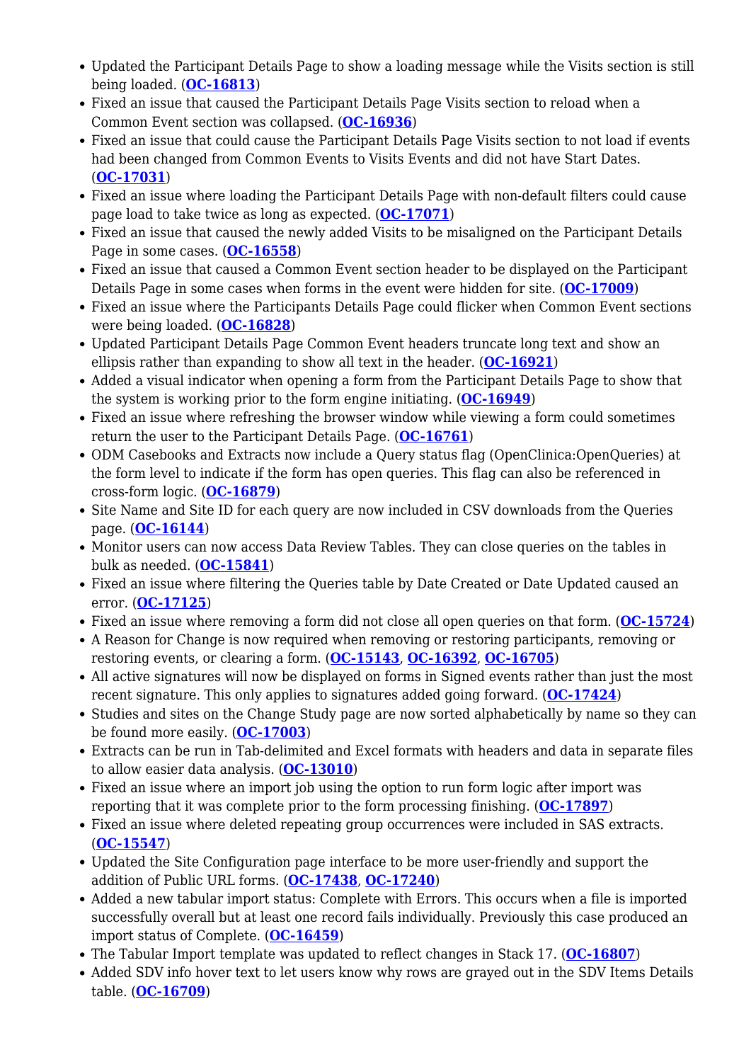- Updated the Participant Details Page to show a loading message while the Visits section is still being loaded. (**OC-16813**)
- Fixed an issue that caused the Participant Details Page Visits section to reload when a Common Event section was collapsed. (**OC-16936**)
- Fixed an issue that could cause the Participant Details Page Visits section to not load if events had been changed from Common Events to Visits Events and did not have Start Dates. (**OC-17031**)
- Fixed an issue where loading the Participant Details Page with non-default filters could cause page load to take twice as long as expected. (**OC-17071**)
- Fixed an issue that caused the newly added Visits to be misaligned on the Participant Details Page in some cases. (**OC-16558**)
- Fixed an issue that caused a Common Event section header to be displayed on the Participant Details Page in some cases when forms in the event were hidden for site. (**OC-17009**)
- Fixed an issue where the Participants Details Page could flicker when Common Event sections were being loaded. (**OC-16828**)
- Updated Participant Details Page Common Event headers truncate long text and show an ellipsis rather than expanding to show all text in the header. (**OC-16921**)
- Added a visual indicator when opening a form from the Participant Details Page to show that the system is working prior to the form engine initiating. (**OC-16949**)
- Fixed an issue where refreshing the browser window while viewing a form could sometimes return the user to the Participant Details Page. (**OC-16761**)
- ODM Casebooks and Extracts now include a Query status flag (OpenClinica:OpenQueries) at the form level to indicate if the form has open queries. This flag can also be referenced in cross-form logic. (**OC-16879**)
- Site Name and Site ID for each query are now included in CSV downloads from the Queries page. (**OC-16144**)
- Monitor users can now access Data Review Tables. They can close queries on the tables in bulk as needed. (**OC-15841**)
- Fixed an issue where filtering the Queries table by Date Created or Date Updated caused an error. (**OC-17125**)
- Fixed an issue where removing a form did not close all open queries on that form. (**OC-15724**)
- A Reason for Change is now required when removing or restoring participants, removing or restoring events, or clearing a form. (**OC-15143**, **OC-16392**, **OC-16705**)
- All active signatures will now be displayed on forms in Signed events rather than just the most recent signature. This only applies to signatures added going forward. (**OC-17424**)
- Studies and sites on the Change Study page are now sorted alphabetically by name so they can be found more easily. (**OC-17003**)
- Extracts can be run in Tab-delimited and Excel formats with headers and data in separate files to allow easier data analysis. (**OC-13010**)
- Fixed an issue where an import job using the option to run form logic after import was reporting that it was complete prior to the form processing finishing. (**OC-17897**)
- Fixed an issue where deleted repeating group occurrences were included in SAS extracts. (**OC-15547**)
- Updated the Site Configuration page interface to be more user-friendly and support the addition of Public URL forms. (**OC-17438**, **OC-17240**)
- Added a new tabular import status: Complete with Errors. This occurs when a file is imported successfully overall but at least one record fails individually. Previously this case produced an import status of Complete. (**OC-16459**)
- The Tabular Import template was updated to reflect changes in Stack 17. (**OC-16807**)
- Added SDV info hover text to let users know why rows are grayed out in the SDV Items Details table. (**OC-16709**)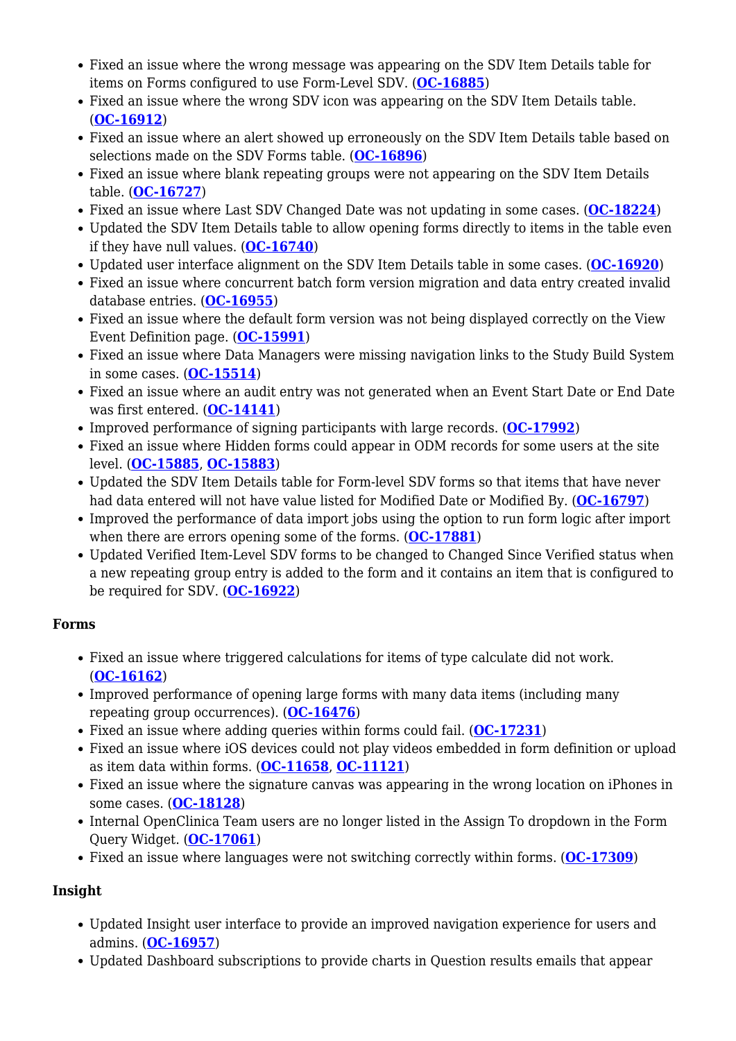- Fixed an issue where the wrong message was appearing on the SDV Item Details table for items on Forms configured to use Form-Level SDV. (**OC-16885**)
- Fixed an issue where the wrong SDV icon was appearing on the SDV Item Details table. (**OC-16912**)
- Fixed an issue where an alert showed up erroneously on the SDV Item Details table based on selections made on the SDV Forms table. (**OC-16896**)
- Fixed an issue where blank repeating groups were not appearing on the SDV Item Details table. (**OC-16727**)
- Fixed an issue where Last SDV Changed Date was not updating in some cases. (**OC-18224**)
- Updated the SDV Item Details table to allow opening forms directly to items in the table even if they have null values. (**OC-16740**)
- Updated user interface alignment on the SDV Item Details table in some cases. (**OC-16920**)
- Fixed an issue where concurrent batch form version migration and data entry created invalid database entries. (**OC-16955**)
- Fixed an issue where the default form version was not being displayed correctly on the View Event Definition page. (**OC-15991**)
- Fixed an issue where Data Managers were missing navigation links to the Study Build System in some cases. (**OC-15514**)
- Fixed an issue where an audit entry was not generated when an Event Start Date or End Date was first entered. (**OC-14141**)
- Improved performance of signing participants with large records. (**OC-17992**)
- Fixed an issue where Hidden forms could appear in ODM records for some users at the site level. (**OC-15885**, **OC-15883**)
- Updated the SDV Item Details table for Form-level SDV forms so that items that have never had data entered will not have value listed for Modified Date or Modified By. (**OC-16797**)
- Improved the performance of data import jobs using the option to run form logic after import when there are errors opening some of the forms. (**OC-17881**)
- Updated Verified Item-Level SDV forms to be changed to Changed Since Verified status when a new repeating group entry is added to the form and it contains an item that is configured to be required for SDV. (**OC-16922**)

**Forms**

- Fixed an issue where triggered calculations for items of type calculate did not work. (**OC-16162**)
- Improved performance of opening large forms with many data items (including many repeating group occurrences). (**OC-16476**)
- Fixed an issue where adding queries within forms could fail. (**OC-17231**)
- Fixed an issue where iOS devices could not play videos embedded in form definition or upload as item data within forms. (**OC-11658**, **OC-11121**)
- Fixed an issue where the signature canvas was appearing in the wrong location on iPhones in some cases. (**OC-18128**)
- Internal OpenClinica Team users are no longer listed in the Assign To dropdown in the Form Query Widget. (**OC-17061**)
- Fixed an issue where languages were not switching correctly within forms. (**OC-17309**)

**Insight**

- Updated Insight user interface to provide an improved navigation experience for users and admins. (**OC-16957**)
- Updated Dashboard subscriptions to provide charts in Question results emails that appear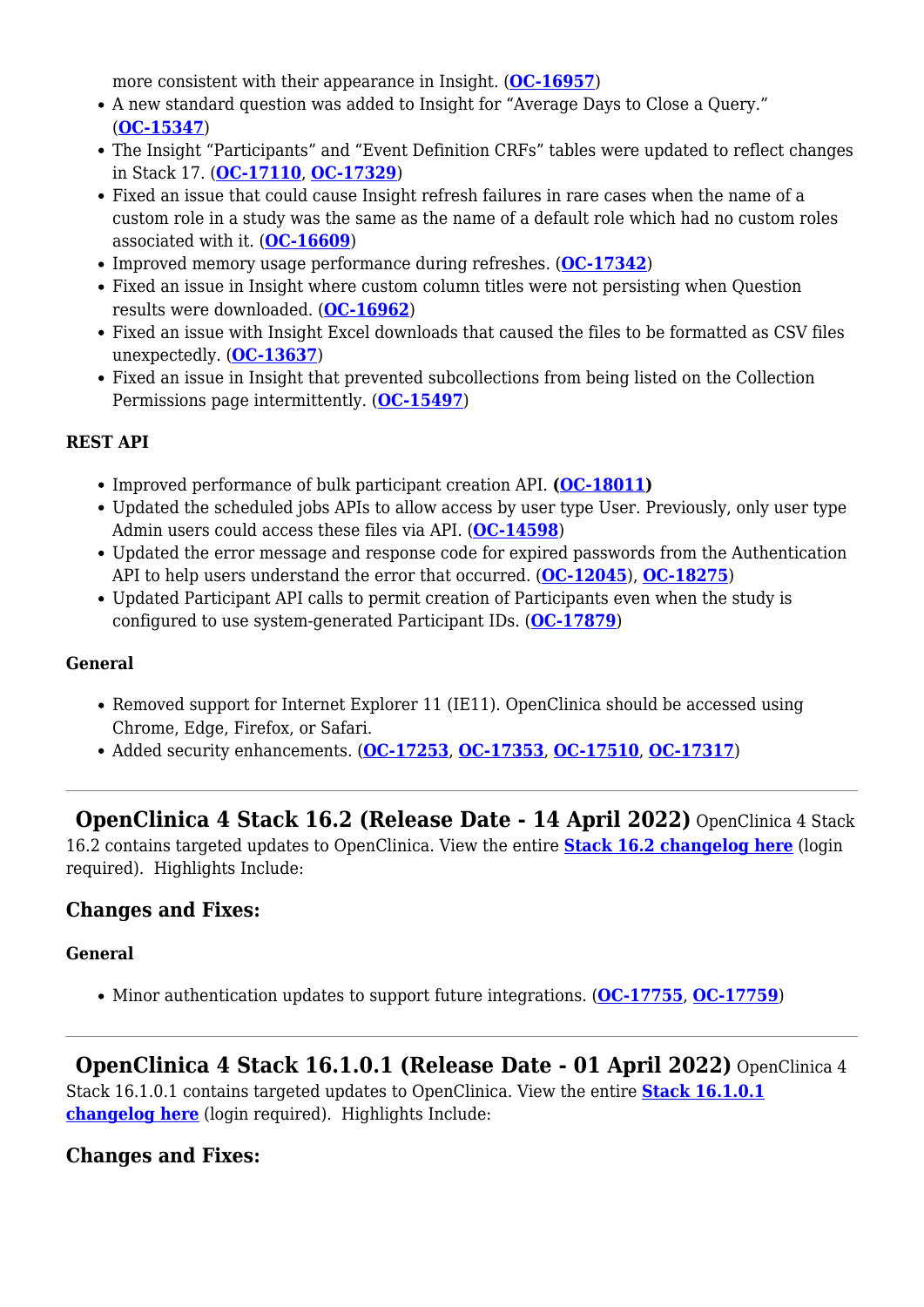more consistent with their appearance in Insight. (**OC-16957**)
- A new standard question was added to Insight for "Average Days to Close a Query." (**OC-15347**)
- The Insight "Participants" and "Event Definition CRFs" tables were updated to reflect changes in Stack 17. (**OC-17110**, **OC-17329**)
- Fixed an issue that could cause Insight refresh failures in rare cases when the name of a custom role in a study was the same as the name of a default role which had no custom roles associated with it. (**OC-16609**)
- Improved memory usage performance during refreshes. (**OC-17342**)
- Fixed an issue in Insight where custom column titles were not persisting when Question results were downloaded. (**OC-16962**)
- Fixed an issue with Insight Excel downloads that caused the files to be formatted as CSV files unexpectedly. (**OC-13637**)
- Fixed an issue in Insight that prevented subcollections from being listed on the Collection Permissions page intermittently. (**OC-15497**)

#### REST API

- Improved performance of bulk participant creation API. **(OC-18011)**
- Updated the scheduled jobs APIs to allow access by user type User. Previously, only user type Admin users could access these files via API. (**OC-14598**)
- Updated the error message and response code for expired passwords from the Authentication API to help users understand the error that occurred. (**OC-12045**), **OC-18275**)
- Updated Participant API calls to permit creation of Participants even when the study is configured to use system-generated Participant IDs. (**OC-17879**)

#### General

- Removed support for Internet Explorer 11 (IE11). OpenClinica should be accessed using Chrome, Edge, Firefox, or Safari.
- Added security enhancements. (**OC-17253**, **OC-17353**, **OC-17510**, **OC-17317**)

---

## OpenClinica 4 Stack 16.2 (Release Date - 14 April 2022)

OpenClinica 4 Stack 16.2 contains targeted updates to OpenClinica. View the entire **Stack 16.2 changelog here** (login required). Highlights Include:

### Changes and Fixes:

#### General

- Minor authentication updates to support future integrations. (**OC-17755**, **OC-17759**)

---

## OpenClinica 4 Stack 16.1.0.1 (Release Date - 01 April 2022)

OpenClinica 4 Stack 16.1.0.1 contains targeted updates to OpenClinica. View the entire **Stack 16.1.0.1 changelog here** (login required). Highlights Include:

### Changes and Fixes: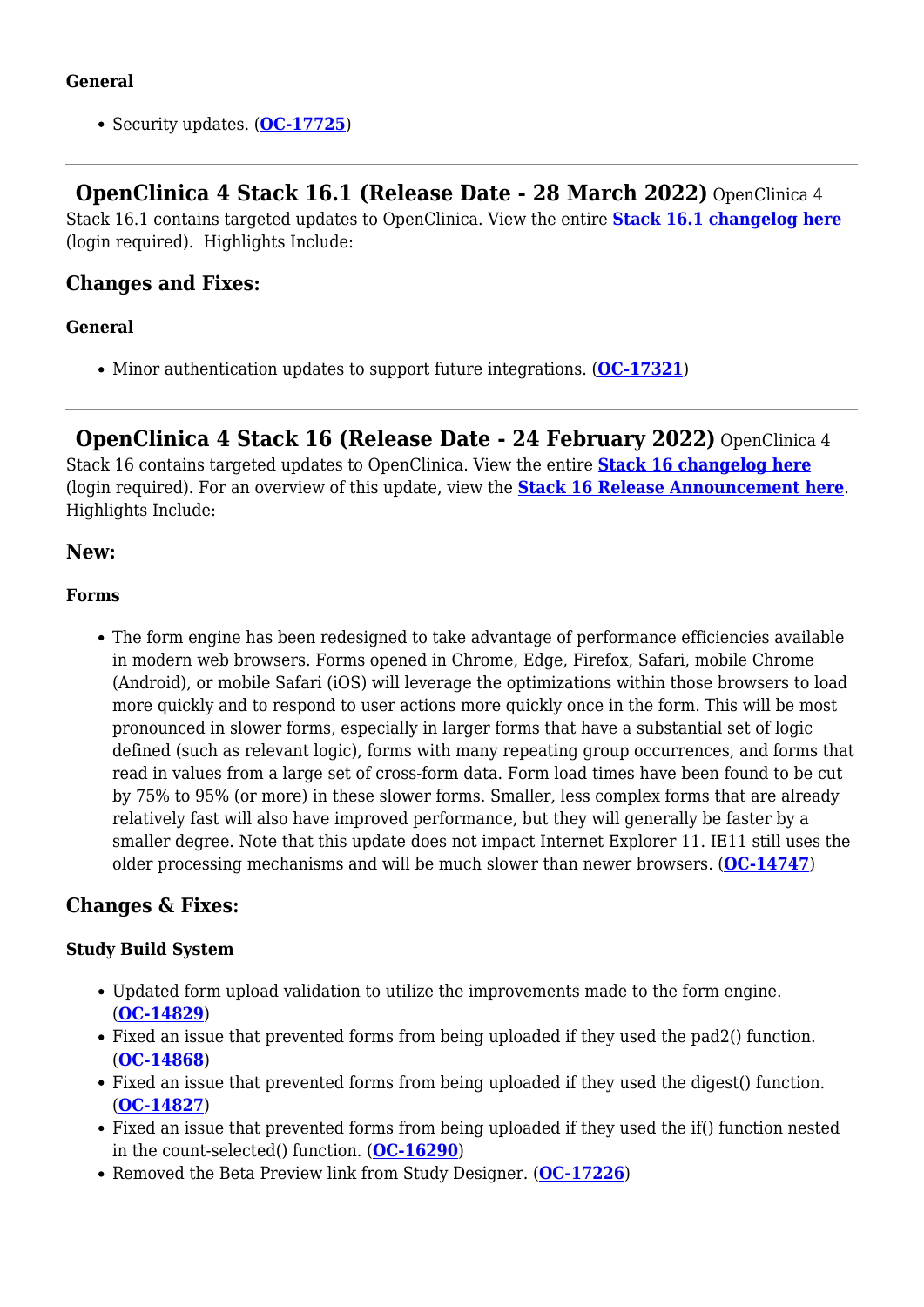#### General

- Security updates. (**OC-17725**)

---

## OpenClinica 4 Stack 16.1 (Release Date - 28 March 2022)

OpenClinica 4 Stack 16.1 contains targeted updates to OpenClinica. View the entire **Stack 16.1 changelog here** (login required). Highlights Include:

### Changes and Fixes:

#### General

- Minor authentication updates to support future integrations. (**OC-17321**)

---

## OpenClinica 4 Stack 16 (Release Date - 24 February 2022)

OpenClinica 4 Stack 16 contains targeted updates to OpenClinica. View the entire **Stack 16 changelog here** (login required). For an overview of this update, view the **Stack 16 Release Announcement here**. Highlights Include:

### New:

#### Forms

- The form engine has been redesigned to take advantage of performance efficiencies available in modern web browsers. Forms opened in Chrome, Edge, Firefox, Safari, mobile Chrome (Android), or mobile Safari (iOS) will leverage the optimizations within those browsers to load more quickly and to respond to user actions more quickly once in the form. This will be most pronounced in slower forms, especially in larger forms that have a substantial set of logic defined (such as relevant logic), forms with many repeating group occurrences, and forms that read in values from a large set of cross-form data. Form load times have been found to be cut by 75% to 95% (or more) in these slower forms. Smaller, less complex forms that are already relatively fast will also have improved performance, but they will generally be faster by a smaller degree. Note that this update does not impact Internet Explorer 11. IE11 still uses the older processing mechanisms and will be much slower than newer browsers. (**OC-14747**)

### Changes & Fixes:

#### Study Build System

- Updated form upload validation to utilize the improvements made to the form engine. (**OC-14829**)
- Fixed an issue that prevented forms from being uploaded if they used the pad2() function. (**OC-14868**)
- Fixed an issue that prevented forms from being uploaded if they used the digest() function. (**OC-14827**)
- Fixed an issue that prevented forms from being uploaded if they used the if() function nested in the count-selected() function. (**OC-16290**)
- Removed the Beta Preview link from Study Designer. (**OC-17226**)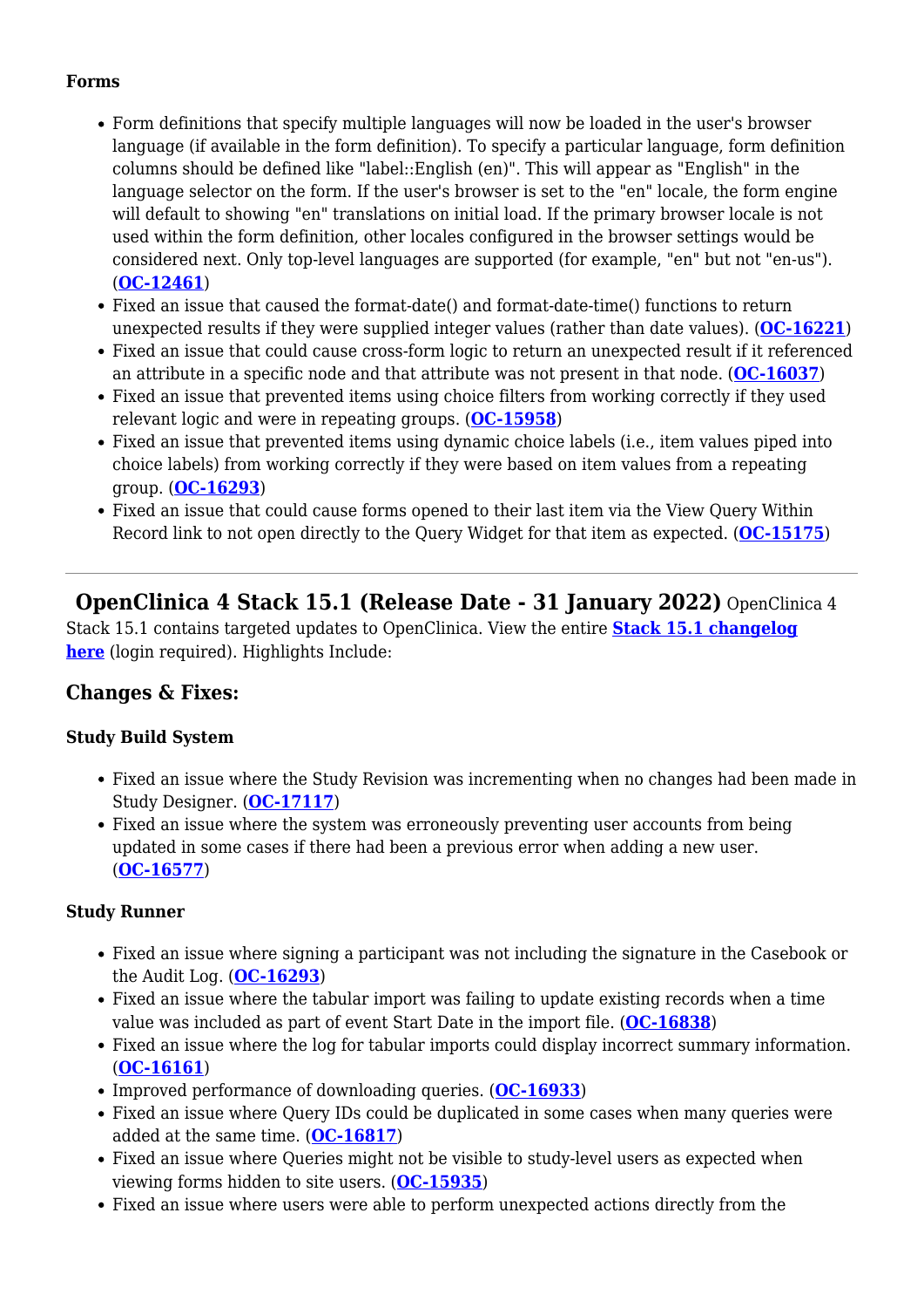**Forms**

- Form definitions that specify multiple languages will now be loaded in the user's browser language (if available in the form definition). To specify a particular language, form definition columns should be defined like "label::English (en)". This will appear as "English" in the language selector on the form. If the user's browser is set to the "en" locale, the form engine will default to showing "en" translations on initial load. If the primary browser locale is not used within the form definition, other locales configured in the browser settings would be considered next. Only top-level languages are supported (for example, "en" but not "en-us"). (**OC-12461**)
- Fixed an issue that caused the format-date() and format-date-time() functions to return unexpected results if they were supplied integer values (rather than date values). (**OC-16221**)
- Fixed an issue that could cause cross-form logic to return an unexpected result if it referenced an attribute in a specific node and that attribute was not present in that node. (**OC-16037**)
- Fixed an issue that prevented items using choice filters from working correctly if they used relevant logic and were in repeating groups. (**OC-15958**)
- Fixed an issue that prevented items using dynamic choice labels (i.e., item values piped into choice labels) from working correctly if they were based on item values from a repeating group. (**OC-16293**)
- Fixed an issue that could cause forms opened to their last item via the View Query Within Record link to not open directly to the Query Widget for that item as expected. (**OC-15175**)

---

## OpenClinica 4 Stack 15.1 (Release Date - 31 January 2022)

OpenClinica 4 Stack 15.1 contains targeted updates to OpenClinica. View the entire **Stack 15.1 changelog here** (login required). Highlights Include:

### Changes & Fixes:

**Study Build System**

- Fixed an issue where the Study Revision was incrementing when no changes had been made in Study Designer. (**OC-17117**)
- Fixed an issue where the system was erroneously preventing user accounts from being updated in some cases if there had been a previous error when adding a new user. (**OC-16577**)

**Study Runner**

- Fixed an issue where signing a participant was not including the signature in the Casebook or the Audit Log. (**OC-16293**)
- Fixed an issue where the tabular import was failing to update existing records when a time value was included as part of event Start Date in the import file. (**OC-16838**)
- Fixed an issue where the log for tabular imports could display incorrect summary information. (**OC-16161**)
- Improved performance of downloading queries. (**OC-16933**)
- Fixed an issue where Query IDs could be duplicated in some cases when many queries were added at the same time. (**OC-16817**)
- Fixed an issue where Queries might not be visible to study-level users as expected when viewing forms hidden to site users. (**OC-15935**)
- Fixed an issue where users were able to perform unexpected actions directly from the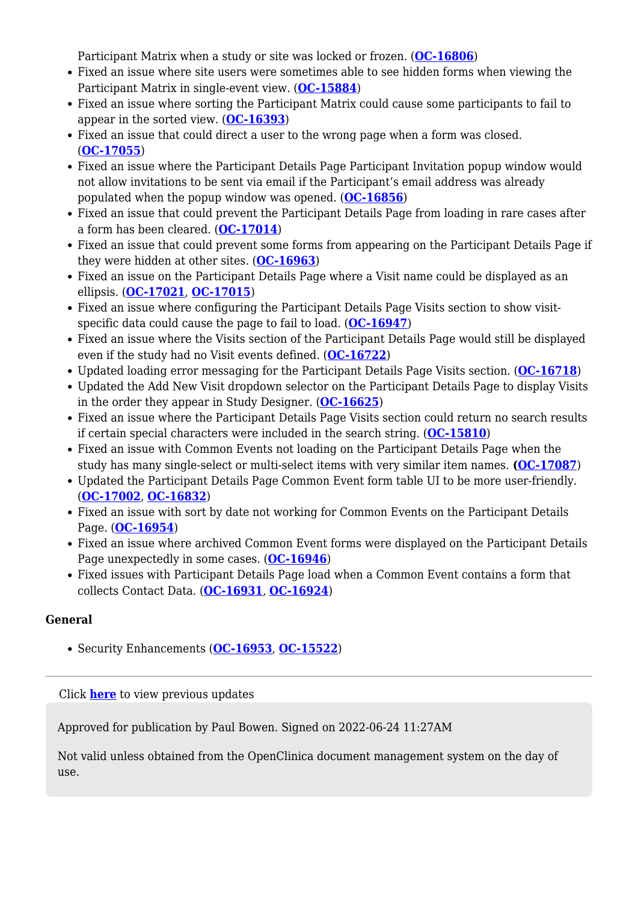Participant Matrix when a study or site was locked or frozen. (**OC-16806**)
- Fixed an issue where site users were sometimes able to see hidden forms when viewing the Participant Matrix in single-event view. (**OC-15884**)
- Fixed an issue where sorting the Participant Matrix could cause some participants to fail to appear in the sorted view. (**OC-16393**)
- Fixed an issue that could direct a user to the wrong page when a form was closed. (**OC-17055**)
- Fixed an issue where the Participant Details Page Participant Invitation popup window would not allow invitations to be sent via email if the Participant's email address was already populated when the popup window was opened. (**OC-16856**)
- Fixed an issue that could prevent the Participant Details Page from loading in rare cases after a form has been cleared. (**OC-17014**)
- Fixed an issue that could prevent some forms from appearing on the Participant Details Page if they were hidden at other sites. (**OC-16963**)
- Fixed an issue on the Participant Details Page where a Visit name could be displayed as an ellipsis. (**OC-17021**, **OC-17015**)
- Fixed an issue where configuring the Participant Details Page Visits section to show visit-specific data could cause the page to fail to load. (**OC-16947**)
- Fixed an issue where the Visits section of the Participant Details Page would still be displayed even if the study had no Visit events defined. (**OC-16722**)
- Updated loading error messaging for the Participant Details Page Visits section. (**OC-16718**)
- Updated the Add New Visit dropdown selector on the Participant Details Page to display Visits in the order they appear in Study Designer. (**OC-16625**)
- Fixed an issue where the Participant Details Page Visits section could return no search results if certain special characters were included in the search string. (**OC-15810**)
- Fixed an issue with Common Events not loading on the Participant Details Page when the study has many single-select or multi-select items with very similar item names. **(OC-17087**)
- Updated the Participant Details Page Common Event form table UI to be more user-friendly. (**OC-17002**, **OC-16832**)
- Fixed an issue with sort by date not working for Common Events on the Participant Details Page. (**OC-16954**)
- Fixed an issue where archived Common Event forms were displayed on the Participant Details Page unexpectedly in some cases. (**OC-16946**)
- Fixed issues with Participant Details Page load when a Common Event contains a form that collects Contact Data. (**OC-16931**, **OC-16924**)

**General**

- Security Enhancements (**OC-16953**, **OC-15522**)

---

Click **here** to view previous updates

Approved for publication by Paul Bowen. Signed on 2022-06-24 11:27AM

Not valid unless obtained from the OpenClinica document management system on the day of use.